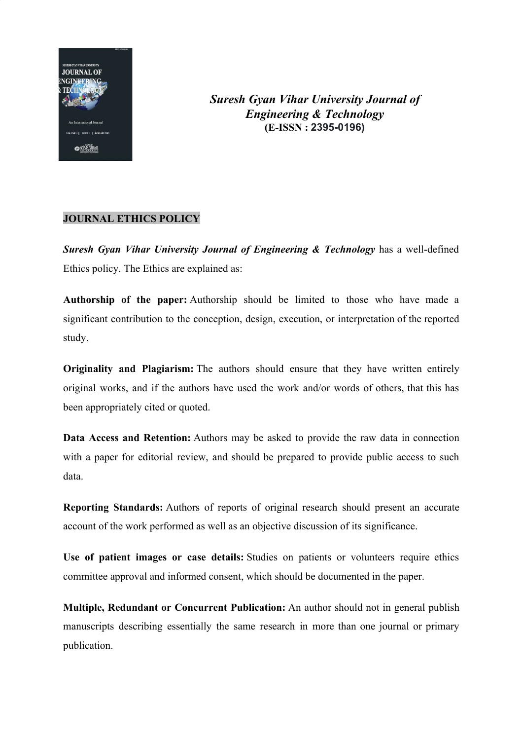*Suresh Gyan Vihar University Journal of Engineering & Technology*
**(E-ISSN : 2395-0196)**

## JOURNAL ETHICS POLICY

***Suresh Gyan Vihar University Journal of Engineering & Technology*** has a well-defined Ethics policy. The Ethics are explained as:

**Authorship of the paper:** Authorship should be limited to those who have made a significant contribution to the conception, design, execution, or interpretation of the reported study.

**Originality and Plagiarism:** The authors should ensure that they have written entirely original works, and if the authors have used the work and/or words of others, that this has been appropriately cited or quoted.

**Data Access and Retention:** Authors may be asked to provide the raw data in connection with a paper for editorial review, and should be prepared to provide public access to such data.

**Reporting Standards:** Authors of reports of original research should present an accurate account of the work performed as well as an objective discussion of its significance.

**Use of patient images or case details:** Studies on patients or volunteers require ethics committee approval and informed consent, which should be documented in the paper.

**Multiple, Redundant or Concurrent Publication:** An author should not in general publish manuscripts describing essentially the same research in more than one journal or primary publication.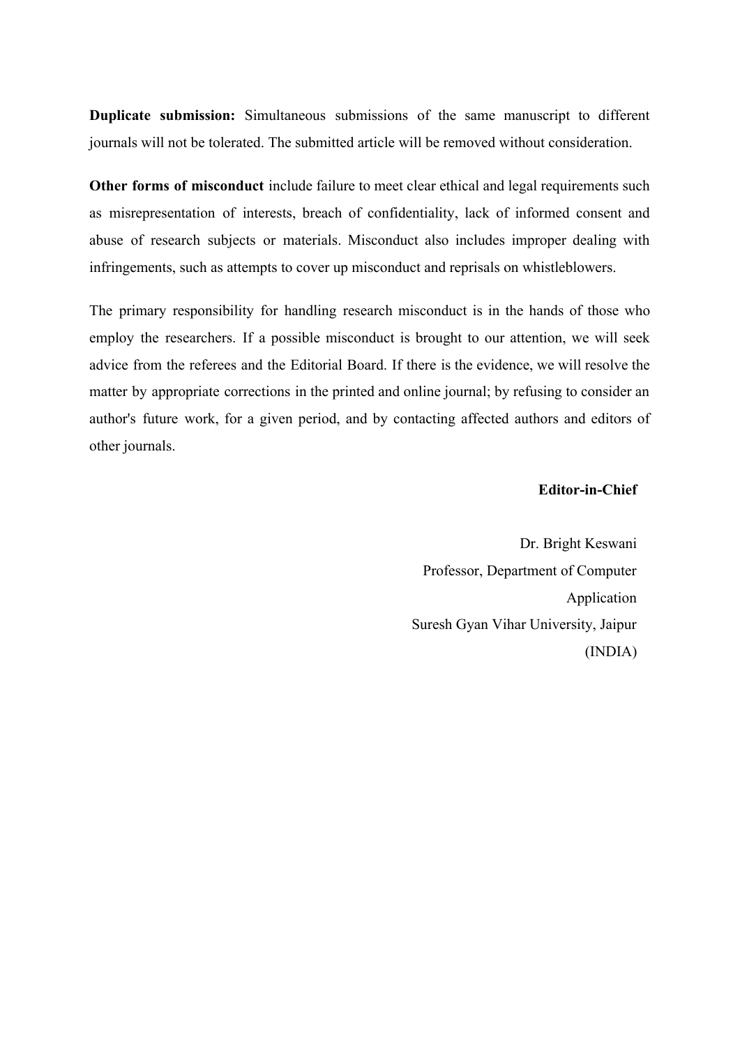**Duplicate submission:** Simultaneous submissions of the same manuscript to different journals will not be tolerated. The submitted article will be removed without consideration.

**Other forms of misconduct** include failure to meet clear ethical and legal requirements such as misrepresentation of interests, breach of confidentiality, lack of informed consent and abuse of research subjects or materials. Misconduct also includes improper dealing with infringements, such as attempts to cover up misconduct and reprisals on whistleblowers.

The primary responsibility for handling research misconduct is in the hands of those who employ the researchers. If a possible misconduct is brought to our attention, we will seek advice from the referees and the Editorial Board. If there is the evidence, we will resolve the matter by appropriate corrections in the printed and online journal; by refusing to consider an author's future work, for a given period, and by contacting affected authors and editors of other journals.

**Editor-in-Chief**

Dr. Bright Keswani
Professor, Department of Computer Application
Suresh Gyan Vihar University, Jaipur (INDIA)